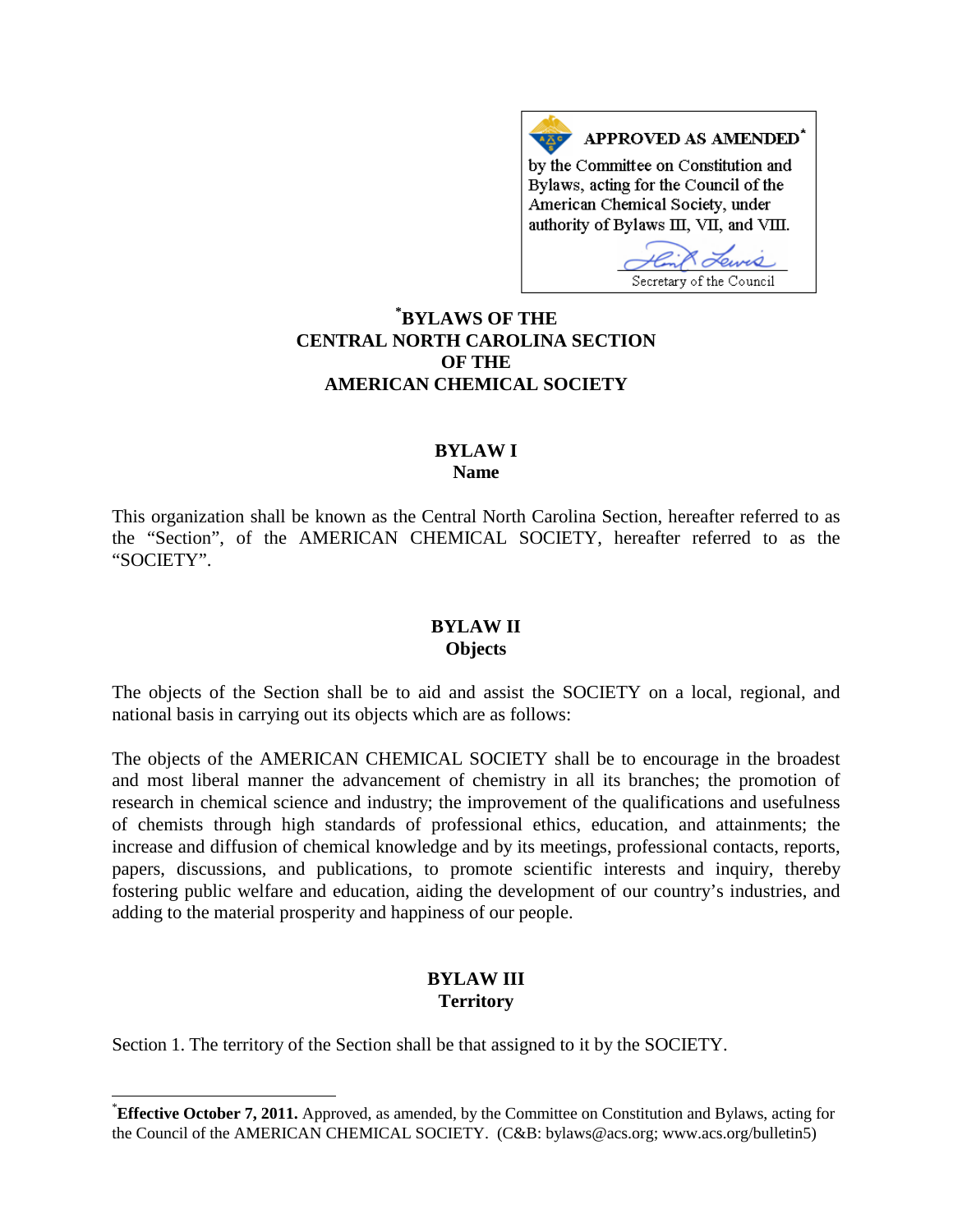**APPROVED AS AMENDED**[*]

by the Committee on Constitution and Bylaws, acting for the Council of the American Chemical Society, under authority of Bylaws III, VII, and VIII.

Secretary of the Council

# [*]BYLAWS OF THE CENTRAL NORTH CAROLINA SECTION OF THE AMERICAN CHEMICAL SOCIETY

## BYLAW I
### Name

This organization shall be known as the Central North Carolina Section, hereafter referred to as the "Section", of the AMERICAN CHEMICAL SOCIETY, hereafter referred to as the "SOCIETY".

## BYLAW II
### Objects

The objects of the Section shall be to aid and assist the SOCIETY on a local, regional, and national basis in carrying out its objects which are as follows:

The objects of the AMERICAN CHEMICAL SOCIETY shall be to encourage in the broadest and most liberal manner the advancement of chemistry in all its branches; the promotion of research in chemical science and industry; the improvement of the qualifications and usefulness of chemists through high standards of professional ethics, education, and attainments; the increase and diffusion of chemical knowledge and by its meetings, professional contacts, reports, papers, discussions, and publications, to promote scientific interests and inquiry, thereby fostering public welfare and education, aiding the development of our country's industries, and adding to the material prosperity and happiness of our people.

## BYLAW III
### Territory

Section 1. The territory of the Section shall be that assigned to it by the SOCIETY.

---

[*]**Effective October 7, 2011.** Approved, as amended, by the Committee on Constitution and Bylaws, acting for the Council of the AMERICAN CHEMICAL SOCIETY. (C&B: bylaws@acs.org; www.acs.org/bulletin5)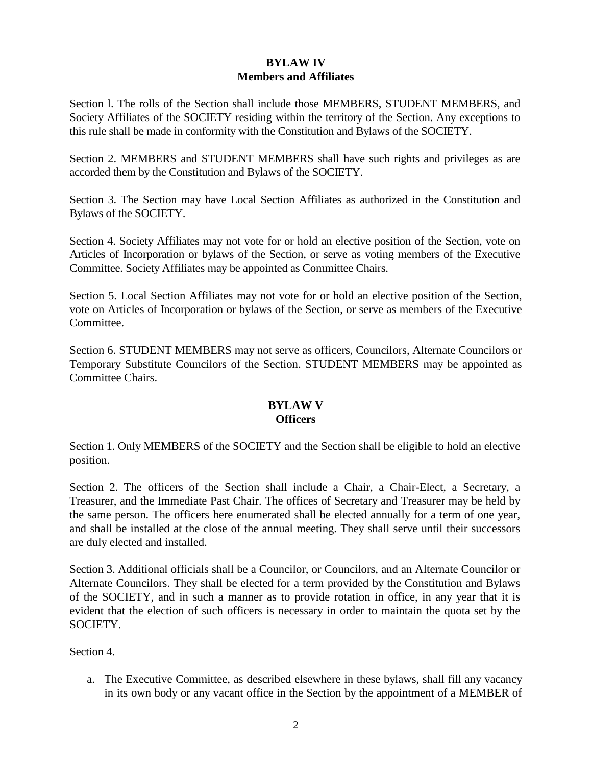## BYLAW IV
## Members and Affiliates

Section l. The rolls of the Section shall include those MEMBERS, STUDENT MEMBERS, and Society Affiliates of the SOCIETY residing within the territory of the Section. Any exceptions to this rule shall be made in conformity with the Constitution and Bylaws of the SOCIETY.

Section 2. MEMBERS and STUDENT MEMBERS shall have such rights and privileges as are accorded them by the Constitution and Bylaws of the SOCIETY.

Section 3. The Section may have Local Section Affiliates as authorized in the Constitution and Bylaws of the SOCIETY.

Section 4. Society Affiliates may not vote for or hold an elective position of the Section, vote on Articles of Incorporation or bylaws of the Section, or serve as voting members of the Executive Committee. Society Affiliates may be appointed as Committee Chairs.

Section 5. Local Section Affiliates may not vote for or hold an elective position of the Section, vote on Articles of Incorporation or bylaws of the Section, or serve as members of the Executive Committee.

Section 6. STUDENT MEMBERS may not serve as officers, Councilors, Alternate Councilors or Temporary Substitute Councilors of the Section. STUDENT MEMBERS may be appointed as Committee Chairs.

## BYLAW V
## Officers

Section 1. Only MEMBERS of the SOCIETY and the Section shall be eligible to hold an elective position.

Section 2. The officers of the Section shall include a Chair, a Chair-Elect, a Secretary, a Treasurer, and the Immediate Past Chair. The offices of Secretary and Treasurer may be held by the same person. The officers here enumerated shall be elected annually for a term of one year, and shall be installed at the close of the annual meeting. They shall serve until their successors are duly elected and installed.

Section 3. Additional officials shall be a Councilor, or Councilors, and an Alternate Councilor or Alternate Councilors. They shall be elected for a term provided by the Constitution and Bylaws of the SOCIETY, and in such a manner as to provide rotation in office, in any year that it is evident that the election of such officers is necessary in order to maintain the quota set by the SOCIETY.

Section 4.

a. The Executive Committee, as described elsewhere in these bylaws, shall fill any vacancy in its own body or any vacant office in the Section by the appointment of a MEMBER of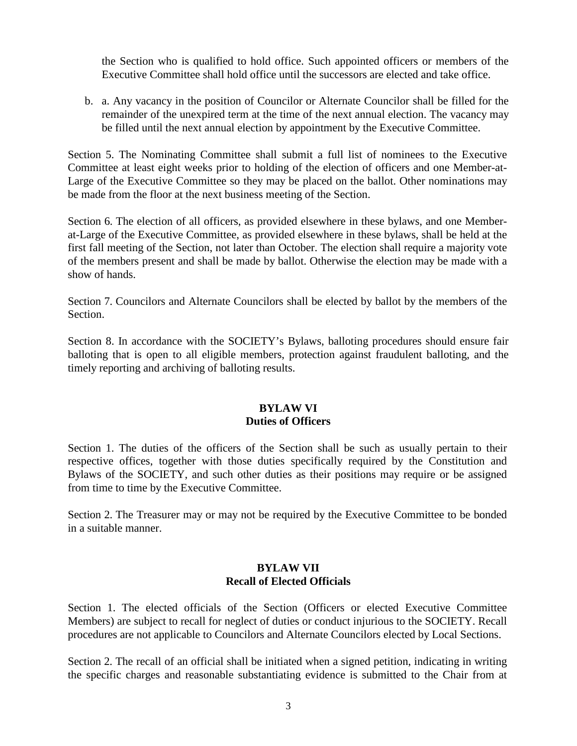the Section who is qualified to hold office. Such appointed officers or members of the Executive Committee shall hold office until the successors are elected and take office.

b. a. Any vacancy in the position of Councilor or Alternate Councilor shall be filled for the remainder of the unexpired term at the time of the next annual election. The vacancy may be filled until the next annual election by appointment by the Executive Committee.

Section 5. The Nominating Committee shall submit a full list of nominees to the Executive Committee at least eight weeks prior to holding of the election of officers and one Member-at-Large of the Executive Committee so they may be placed on the ballot. Other nominations may be made from the floor at the next business meeting of the Section.

Section 6. The election of all officers, as provided elsewhere in these bylaws, and one Member-at-Large of the Executive Committee, as provided elsewhere in these bylaws, shall be held at the first fall meeting of the Section, not later than October. The election shall require a majority vote of the members present and shall be made by ballot. Otherwise the election may be made with a show of hands.

Section 7. Councilors and Alternate Councilors shall be elected by ballot by the members of the Section.

Section 8. In accordance with the SOCIETY's Bylaws, balloting procedures should ensure fair balloting that is open to all eligible members, protection against fraudulent balloting, and the timely reporting and archiving of balloting results.

## BYLAW VI
## Duties of Officers

Section 1. The duties of the officers of the Section shall be such as usually pertain to their respective offices, together with those duties specifically required by the Constitution and Bylaws of the SOCIETY, and such other duties as their positions may require or be assigned from time to time by the Executive Committee.

Section 2. The Treasurer may or may not be required by the Executive Committee to be bonded in a suitable manner.

## BYLAW VII
## Recall of Elected Officials

Section 1. The elected officials of the Section (Officers or elected Executive Committee Members) are subject to recall for neglect of duties or conduct injurious to the SOCIETY. Recall procedures are not applicable to Councilors and Alternate Councilors elected by Local Sections.

Section 2. The recall of an official shall be initiated when a signed petition, indicating in writing the specific charges and reasonable substantiating evidence is submitted to the Chair from at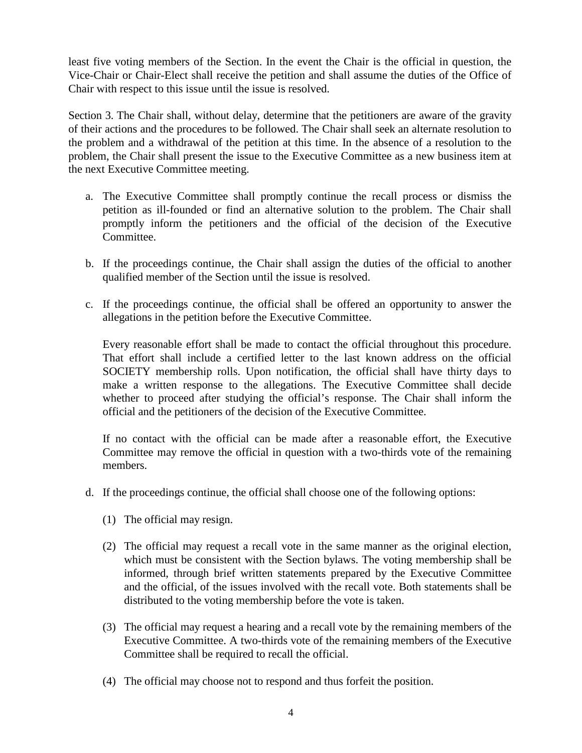least five voting members of the Section. In the event the Chair is the official in question, the Vice-Chair or Chair-Elect shall receive the petition and shall assume the duties of the Office of Chair with respect to this issue until the issue is resolved.

Section 3. The Chair shall, without delay, determine that the petitioners are aware of the gravity of their actions and the procedures to be followed. The Chair shall seek an alternate resolution to the problem and a withdrawal of the petition at this time. In the absence of a resolution to the problem, the Chair shall present the issue to the Executive Committee as a new business item at the next Executive Committee meeting.

a. The Executive Committee shall promptly continue the recall process or dismiss the petition as ill-founded or find an alternative solution to the problem. The Chair shall promptly inform the petitioners and the official of the decision of the Executive Committee.

b. If the proceedings continue, the Chair shall assign the duties of the official to another qualified member of the Section until the issue is resolved.

c. If the proceedings continue, the official shall be offered an opportunity to answer the allegations in the petition before the Executive Committee.

   Every reasonable effort shall be made to contact the official throughout this procedure. That effort shall include a certified letter to the last known address on the official SOCIETY membership rolls. Upon notification, the official shall have thirty days to make a written response to the allegations. The Executive Committee shall decide whether to proceed after studying the official's response. The Chair shall inform the official and the petitioners of the decision of the Executive Committee.

   If no contact with the official can be made after a reasonable effort, the Executive Committee may remove the official in question with a two-thirds vote of the remaining members.

d. If the proceedings continue, the official shall choose one of the following options:

   (1) The official may resign.

   (2) The official may request a recall vote in the same manner as the original election, which must be consistent with the Section bylaws. The voting membership shall be informed, through brief written statements prepared by the Executive Committee and the official, of the issues involved with the recall vote. Both statements shall be distributed to the voting membership before the vote is taken.

   (3) The official may request a hearing and a recall vote by the remaining members of the Executive Committee. A two-thirds vote of the remaining members of the Executive Committee shall be required to recall the official.

   (4) The official may choose not to respond and thus forfeit the position.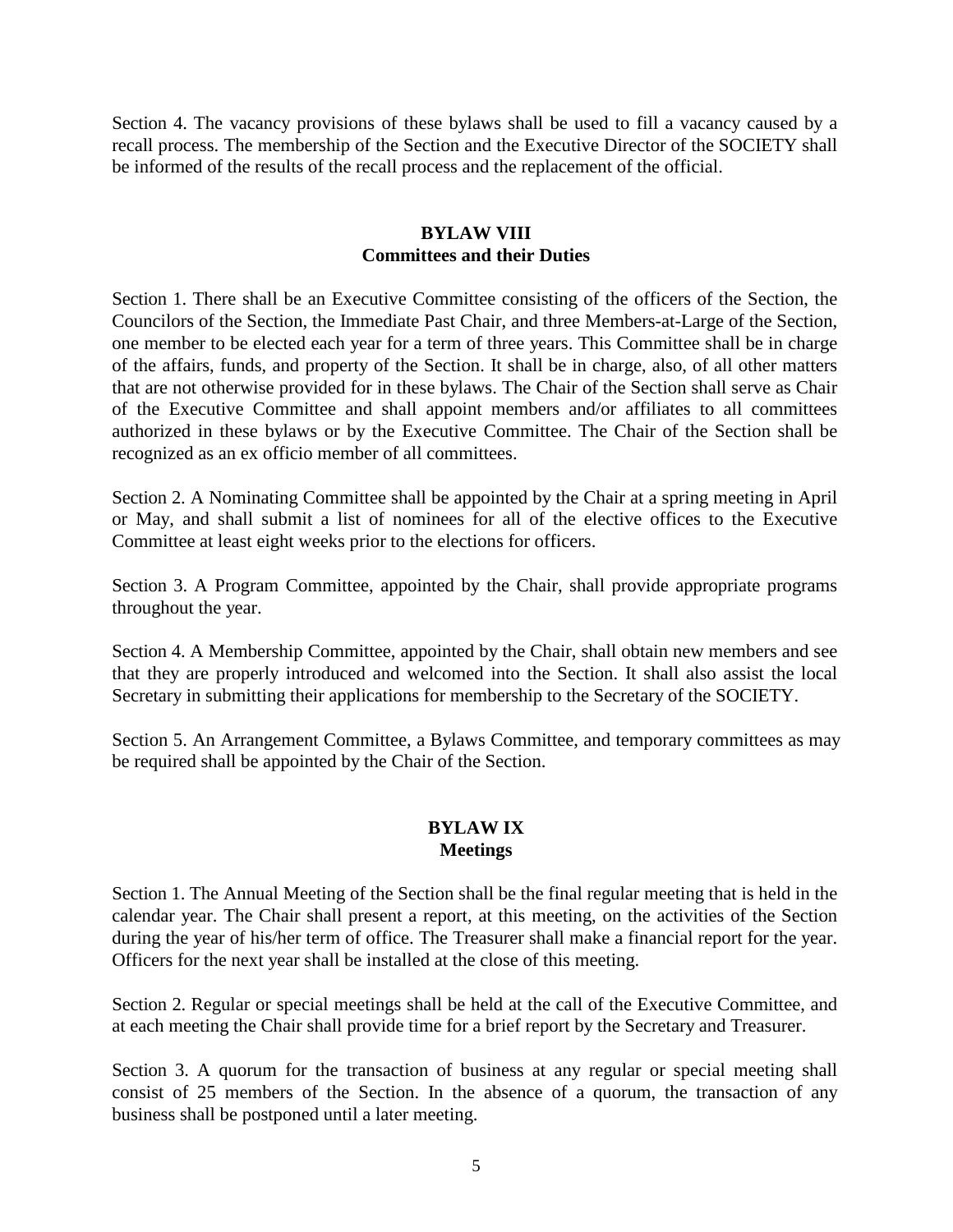Section 4. The vacancy provisions of these bylaws shall be used to fill a vacancy caused by a recall process. The membership of the Section and the Executive Director of the SOCIETY shall be informed of the results of the recall process and the replacement of the official.

## BYLAW VIII
## Committees and their Duties

Section 1. There shall be an Executive Committee consisting of the officers of the Section, the Councilors of the Section, the Immediate Past Chair, and three Members-at-Large of the Section, one member to be elected each year for a term of three years. This Committee shall be in charge of the affairs, funds, and property of the Section. It shall be in charge, also, of all other matters that are not otherwise provided for in these bylaws. The Chair of the Section shall serve as Chair of the Executive Committee and shall appoint members and/or affiliates to all committees authorized in these bylaws or by the Executive Committee. The Chair of the Section shall be recognized as an ex officio member of all committees.

Section 2. A Nominating Committee shall be appointed by the Chair at a spring meeting in April or May, and shall submit a list of nominees for all of the elective offices to the Executive Committee at least eight weeks prior to the elections for officers.

Section 3. A Program Committee, appointed by the Chair, shall provide appropriate programs throughout the year.

Section 4. A Membership Committee, appointed by the Chair, shall obtain new members and see that they are properly introduced and welcomed into the Section. It shall also assist the local Secretary in submitting their applications for membership to the Secretary of the SOCIETY.

Section 5. An Arrangement Committee, a Bylaws Committee, and temporary committees as may be required shall be appointed by the Chair of the Section.

## BYLAW IX
## Meetings

Section 1. The Annual Meeting of the Section shall be the final regular meeting that is held in the calendar year. The Chair shall present a report, at this meeting, on the activities of the Section during the year of his/her term of office. The Treasurer shall make a financial report for the year. Officers for the next year shall be installed at the close of this meeting.

Section 2. Regular or special meetings shall be held at the call of the Executive Committee, and at each meeting the Chair shall provide time for a brief report by the Secretary and Treasurer.

Section 3. A quorum for the transaction of business at any regular or special meeting shall consist of 25 members of the Section. In the absence of a quorum, the transaction of any business shall be postponed until a later meeting.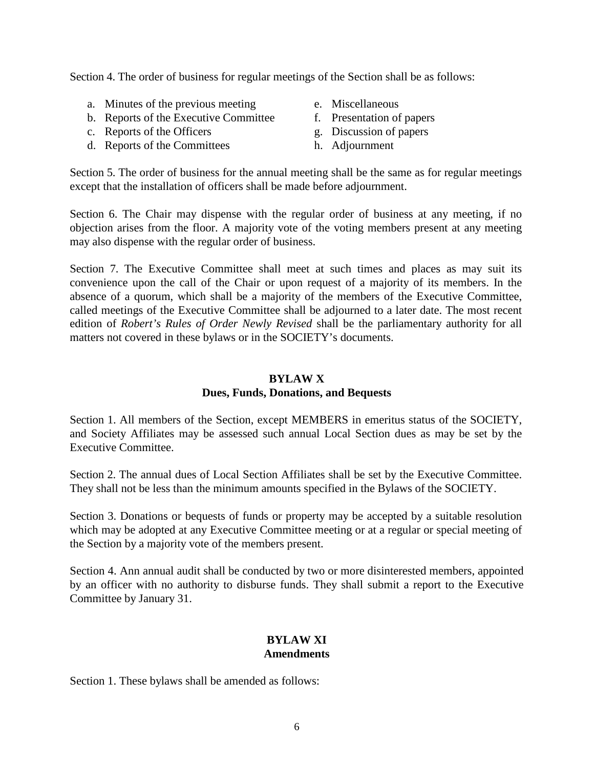Section 4. The order of business for regular meetings of the Section shall be as follows:

a. Minutes of the previous meeting
b. Reports of the Executive Committee
c. Reports of the Officers
d. Reports of the Committees
e. Miscellaneous
f. Presentation of papers
g. Discussion of papers
h. Adjournment

Section 5. The order of business for the annual meeting shall be the same as for regular meetings except that the installation of officers shall be made before adjournment.

Section 6. The Chair may dispense with the regular order of business at any meeting, if no objection arises from the floor. A majority vote of the voting members present at any meeting may also dispense with the regular order of business.

Section 7. The Executive Committee shall meet at such times and places as may suit its convenience upon the call of the Chair or upon request of a majority of its members. In the absence of a quorum, which shall be a majority of the members of the Executive Committee, called meetings of the Executive Committee shall be adjourned to a later date. The most recent edition of *Robert's Rules of Order Newly Revised* shall be the parliamentary authority for all matters not covered in these bylaws or in the SOCIETY's documents.

## BYLAW X
## Dues, Funds, Donations, and Bequests

Section 1. All members of the Section, except MEMBERS in emeritus status of the SOCIETY, and Society Affiliates may be assessed such annual Local Section dues as may be set by the Executive Committee.

Section 2. The annual dues of Local Section Affiliates shall be set by the Executive Committee. They shall not be less than the minimum amounts specified in the Bylaws of the SOCIETY.

Section 3. Donations or bequests of funds or property may be accepted by a suitable resolution which may be adopted at any Executive Committee meeting or at a regular or special meeting of the Section by a majority vote of the members present.

Section 4. Ann annual audit shall be conducted by two or more disinterested members, appointed by an officer with no authority to disburse funds. They shall submit a report to the Executive Committee by January 31.

## BYLAW XI
## Amendments

Section 1. These bylaws shall be amended as follows: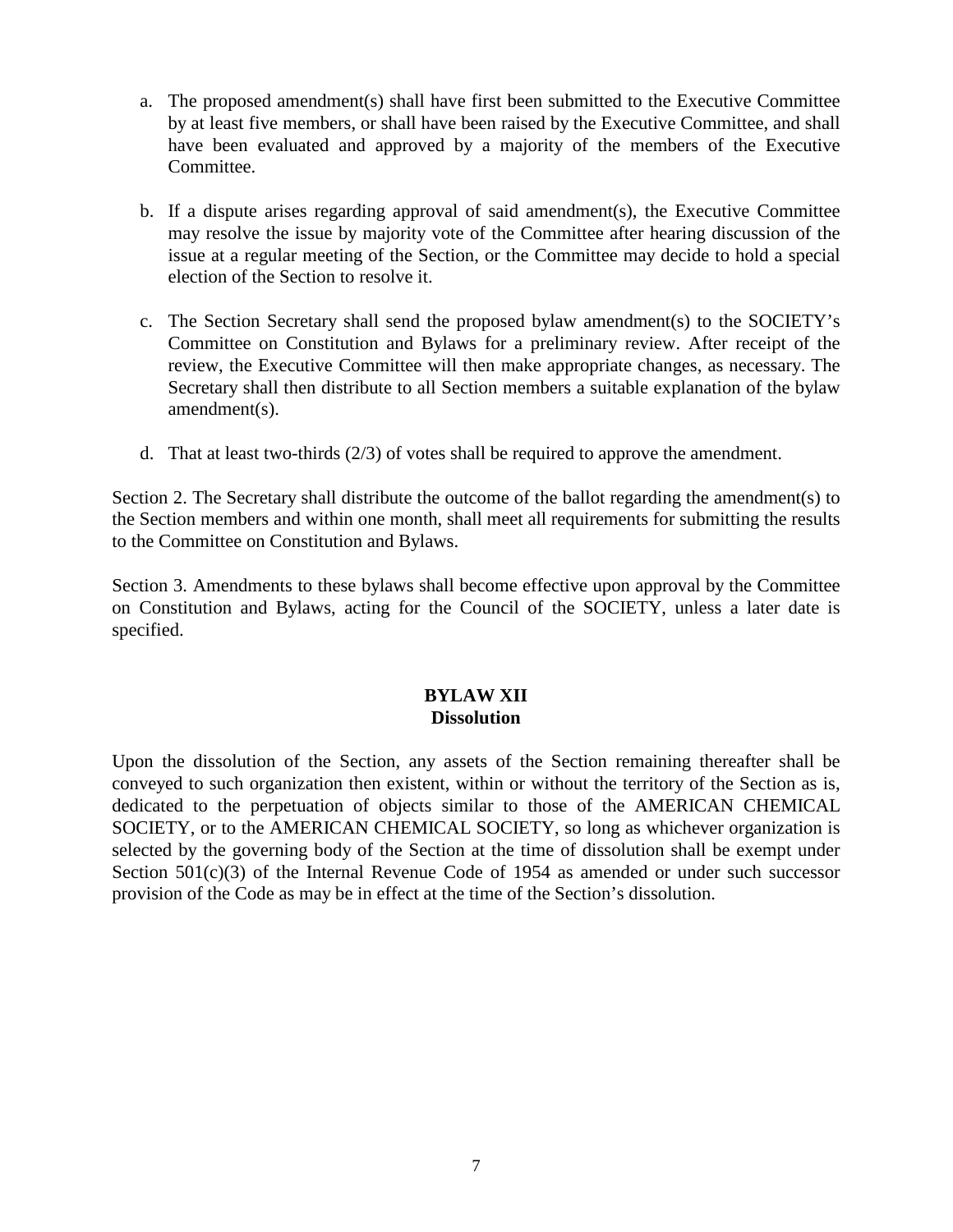a. The proposed amendment(s) shall have first been submitted to the Executive Committee by at least five members, or shall have been raised by the Executive Committee, and shall have been evaluated and approved by a majority of the members of the Executive Committee.

b. If a dispute arises regarding approval of said amendment(s), the Executive Committee may resolve the issue by majority vote of the Committee after hearing discussion of the issue at a regular meeting of the Section, or the Committee may decide to hold a special election of the Section to resolve it.

c. The Section Secretary shall send the proposed bylaw amendment(s) to the SOCIETY's Committee on Constitution and Bylaws for a preliminary review. After receipt of the review, the Executive Committee will then make appropriate changes, as necessary. The Secretary shall then distribute to all Section members a suitable explanation of the bylaw amendment(s).

d. That at least two-thirds (2/3) of votes shall be required to approve the amendment.

Section 2. The Secretary shall distribute the outcome of the ballot regarding the amendment(s) to the Section members and within one month, shall meet all requirements for submitting the results to the Committee on Constitution and Bylaws.

Section 3. Amendments to these bylaws shall become effective upon approval by the Committee on Constitution and Bylaws, acting for the Council of the SOCIETY, unless a later date is specified.

## BYLAW XII
## Dissolution

Upon the dissolution of the Section, any assets of the Section remaining thereafter shall be conveyed to such organization then existent, within or without the territory of the Section as is, dedicated to the perpetuation of objects similar to those of the AMERICAN CHEMICAL SOCIETY, or to the AMERICAN CHEMICAL SOCIETY, so long as whichever organization is selected by the governing body of the Section at the time of dissolution shall be exempt under Section 501(c)(3) of the Internal Revenue Code of 1954 as amended or under such successor provision of the Code as may be in effect at the time of the Section's dissolution.